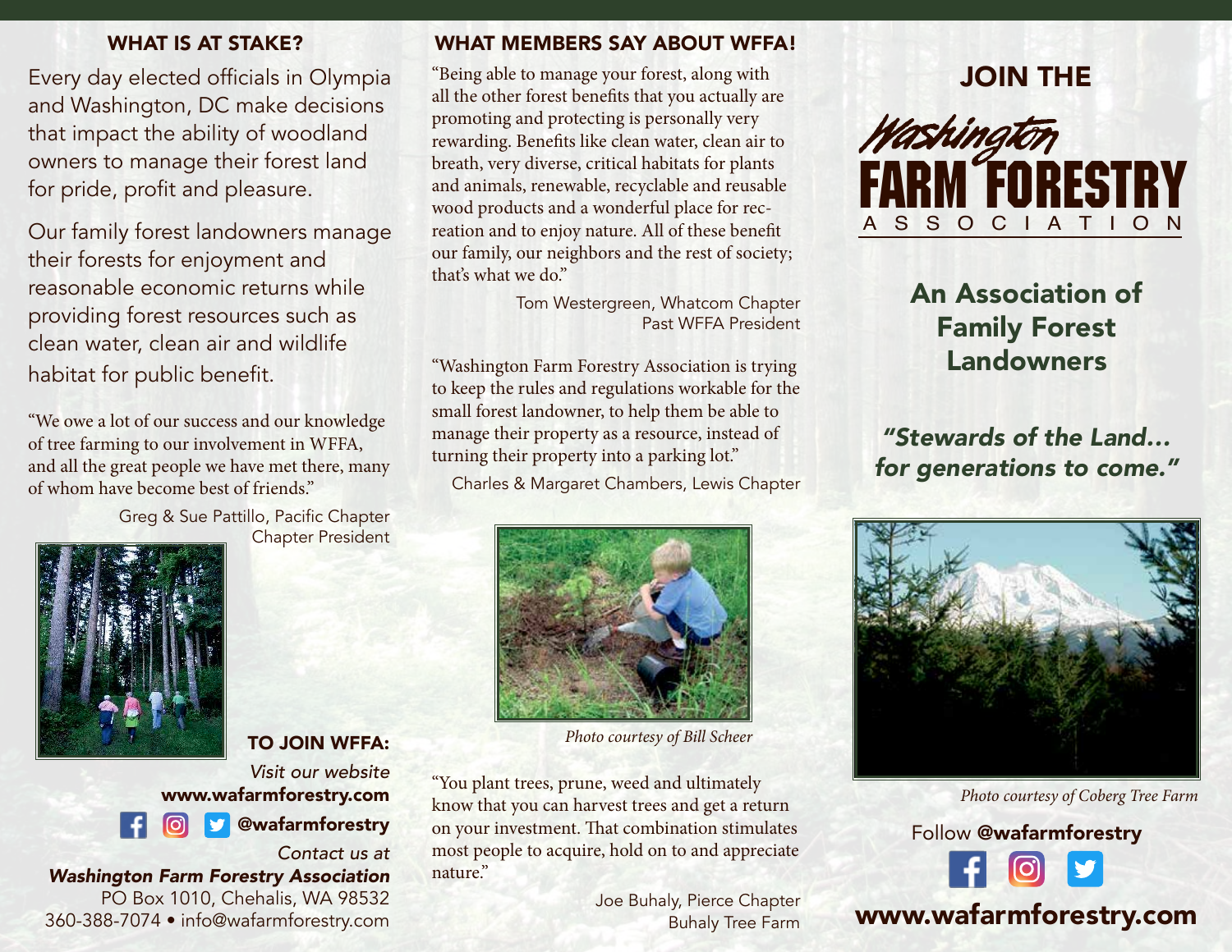## WHAT IS AT STAKE?

Every day elected officials in Olympia and Washington, DC make decisions that impact the ability of woodland owners to manage their forest land for pride, profit and pleasure.

Our family forest landowners manage their forests for enjoyment and reasonable economic returns while providing forest resources such as clean water, clean air and wildlife habitat for public benefit.

"We owe a lot of our success and our knowledge of tree farming to our involvement in WFFA, and all the great people we have met there, many of whom have become best of friends."

Greg & Sue Pattillo, Pacific Chapter
Chapter President

### TO JOIN WFFA:

*Visit our website*
**www.wafarmforestry.com**

**@wafarmforestry**

*Contact us at*
***Washington Farm Forestry Association***
PO Box 1010, Chehalis, WA 98532
360-388-7074 • info@wafarmforestry.com

## WHAT MEMBERS SAY ABOUT WFFA!

"Being able to manage your forest, along with all the other forest benefits that you actually are promoting and protecting is personally very rewarding. Benefits like clean water, clean air to breath, very diverse, critical habitats for plants and animals, renewable, recyclable and reusable wood products and a wonderful place for recreation and to enjoy nature. All of these benefit our family, our neighbors and the rest of society; that's what we do."

Tom Westergreen, Whatcom Chapter
Past WFFA President

"Washington Farm Forestry Association is trying to keep the rules and regulations workable for the small forest landowner, to help them be able to manage their property as a resource, instead of turning their property into a parking lot."

Charles & Margaret Chambers, Lewis Chapter

*Photo courtesy of Bill Scheer*

"You plant trees, prune, weed and ultimately know that you can harvest trees and get a return on your investment. That combination stimulates most people to acquire, hold on to and appreciate nature."

Joe Buhaly, Pierce Chapter
Buhaly Tree Farm

# JOIN THE

# Washington FARM FORESTRY ASSOCIATION

## An Association of Family Forest Landowners

***"Stewards of the Land... for generations to come."***

*Photo courtesy of Coberg Tree Farm*

Follow **@wafarmforestry**

**www.wafarmforestry.com**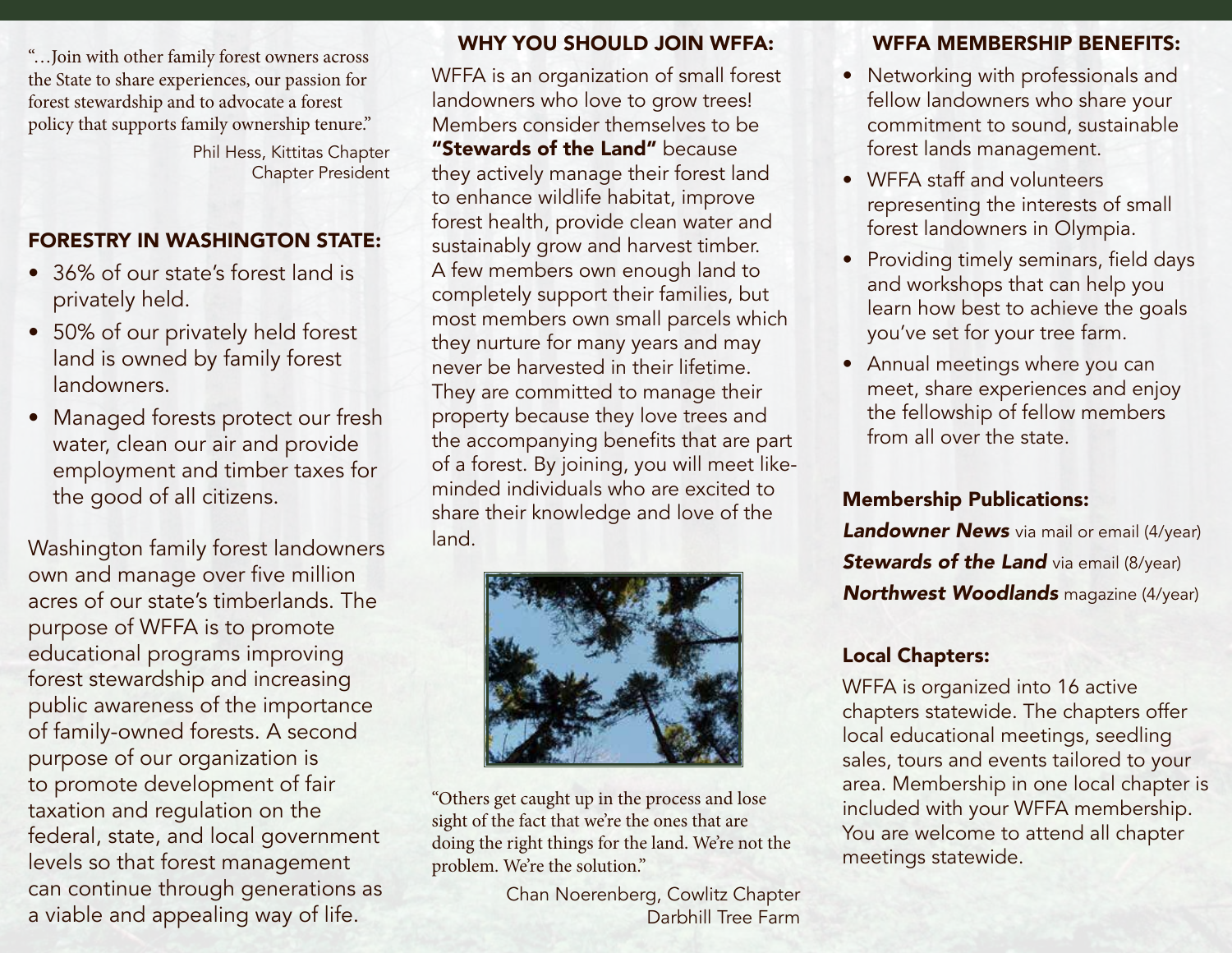"…Join with other family forest owners across the State to share experiences, our passion for forest stewardship and to advocate a forest policy that supports family ownership tenure."

Phil Hess, Kittitas Chapter
Chapter President

## FORESTRY IN WASHINGTON STATE:

- 36% of our state's forest land is privately held.
- 50% of our privately held forest land is owned by family forest landowners.
- Managed forests protect our fresh water, clean our air and provide employment and timber taxes for the good of all citizens.

Washington family forest landowners own and manage over five million acres of our state's timberlands. The purpose of WFFA is to promote educational programs improving forest stewardship and increasing public awareness of the importance of family-owned forests. A second purpose of our organization is to promote development of fair taxation and regulation on the federal, state, and local government levels so that forest management can continue through generations as a viable and appealing way of life.

## WHY YOU SHOULD JOIN WFFA:

WFFA is an organization of small forest landowners who love to grow trees! Members consider themselves to be **"Stewards of the Land"** because they actively manage their forest land to enhance wildlife habitat, improve forest health, provide clean water and sustainably grow and harvest timber. A few members own enough land to completely support their families, but most members own small parcels which they nurture for many years and may never be harvested in their lifetime. They are committed to manage their property because they love trees and the accompanying benefits that are part of a forest. By joining, you will meet like-minded individuals who are excited to share their knowledge and love of the land.

"Others get caught up in the process and lose sight of the fact that we're the ones that are doing the right things for the land. We're not the problem. We're the solution."

Chan Noerenberg, Cowlitz Chapter
Darbhill Tree Farm

## WFFA MEMBERSHIP BENEFITS:

- Networking with professionals and fellow landowners who share your commitment to sound, sustainable forest lands management.
- WFFA staff and volunteers representing the interests of small forest landowners in Olympia.
- Providing timely seminars, field days and workshops that can help you learn how best to achieve the goals you've set for your tree farm.
- Annual meetings where you can meet, share experiences and enjoy the fellowship of fellow members from all over the state.

### Membership Publications:

***Landowner News*** via mail or email (4/year)
***Stewards of the Land*** via email (8/year)
***Northwest Woodlands*** magazine (4/year)

### Local Chapters:

WFFA is organized into 16 active chapters statewide. The chapters offer local educational meetings, seedling sales, tours and events tailored to your area. Membership in one local chapter is included with your WFFA membership. You are welcome to attend all chapter meetings statewide.